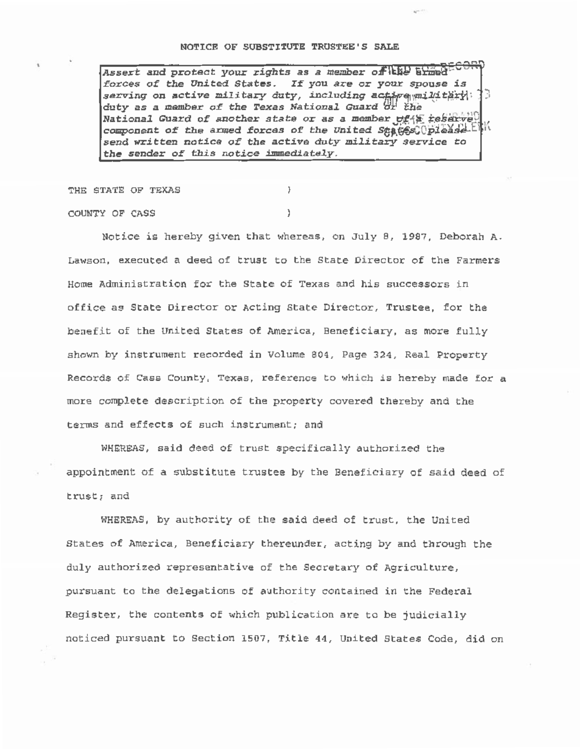# NOTICE OF SUBSTITUTE TRUSTEE'S SALE

> *Assert and protect your rights as a member of the armed forces of the United States. If you are or your spouse is serving on active military duty, including active military duty as a member of the Texas National Guard or the National Guard of another state or as a member of a reserve component of the armed forces of the United States, please send written notice of the active duty military service to the sender of this notice immediately.*

THE STATE OF TEXAS )

COUNTY OF CASS )

Notice is hereby given that whereas, on July 8, 1987, Deborah A. Lawson, executed a deed of trust to the State Director of the Farmers Home Administration for the State of Texas and his successors in office as State Director or Acting State Director, Trustee, for the benefit of the United States of America, Beneficiary, as more fully shown by instrument recorded in Volume 804, Page 324, Real Property Records of Cass County, Texas, reference to which is hereby made for a more complete description of the property covered thereby and the terms and effects of such instrument; and

WHEREAS, said deed of trust specifically authorized the appointment of a substitute trustee by the Beneficiary of said deed of trust; and

WHEREAS, by authority of the said deed of trust, the United States of America, Beneficiary thereunder, acting by and through the duly authorized representative of the Secretary of Agriculture, pursuant to the delegations of authority contained in the Federal Register, the contents of which publication are to be judicially noticed pursuant to Section 1507, Title 44, United States Code, did on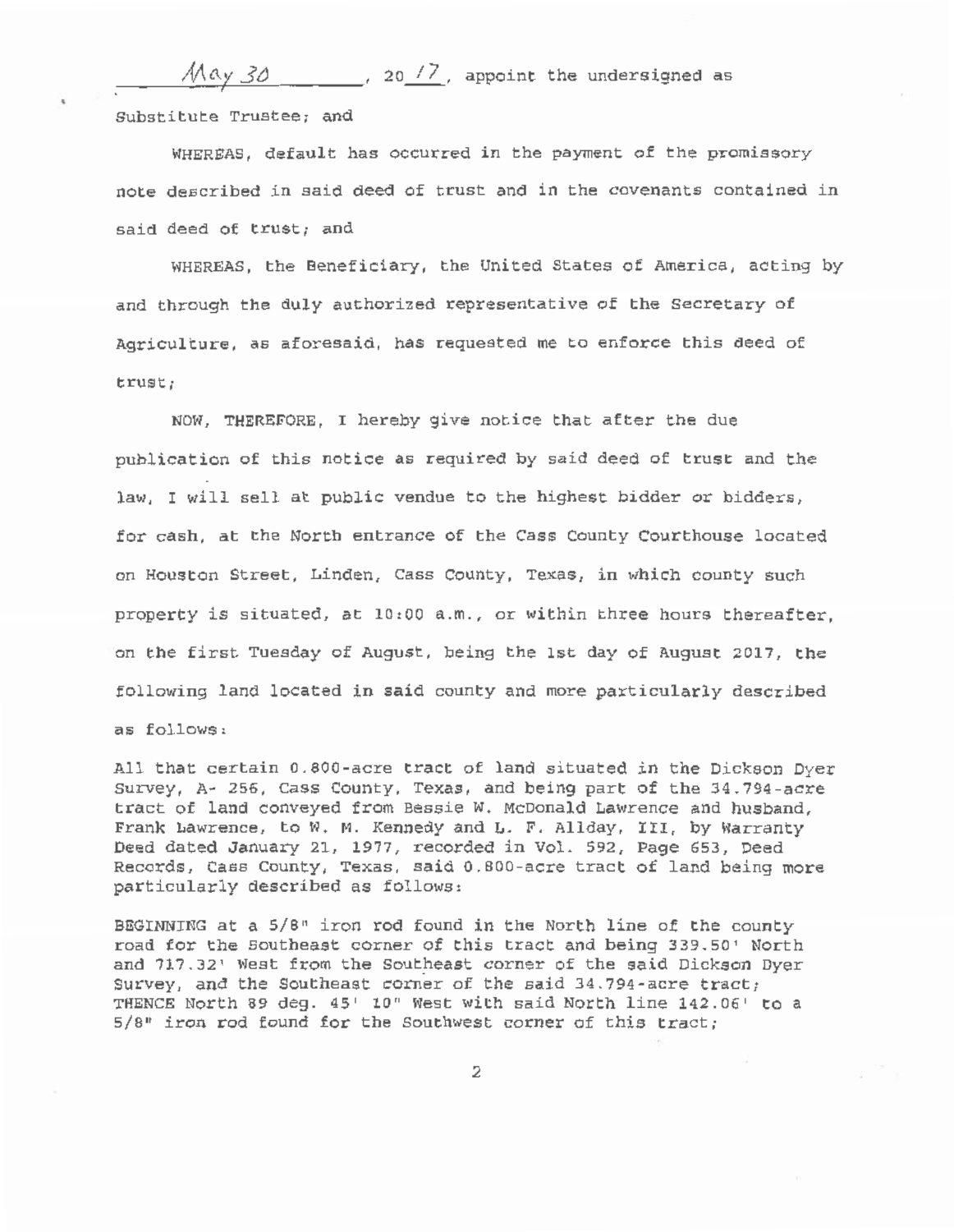May 30, 20 17, appoint the undersigned as Substitute Trustee; and

WHEREAS, default has occurred in the payment of the promissory note described in said deed of trust and in the covenants contained in said deed of trust; and

WHEREAS, the Beneficiary, the United States of America, acting by and through the duly authorized representative of the Secretary of Agriculture, as aforesaid, has requested me to enforce this deed of trust;

NOW, THEREFORE, I hereby give notice that after the due publication of this notice as required by said deed of trust and the law, I will sell at public vendue to the highest bidder or bidders, for cash, at the North entrance of the Cass County Courthouse located on Houston Street, Linden, Cass County, Texas, in which county such property is situated, at 10:00 a.m., or within three hours thereafter, on the first Tuesday of August, being the 1st day of August 2017, the following land located in said county and more particularly described as follows:

All that certain 0.800-acre tract of land situated in the Dickson Dyer Survey, A- 256, Cass County, Texas, and being part of the 34.794-acre tract of land conveyed from Bessie W. McDonald Lawrence and husband, Frank Lawrence, to W. M. Kennedy and L. F. Allday, III, by Warranty Deed dated January 21, 1977, recorded in Vol. 592, Page 653, Deed Records, Cass County, Texas, said 0.800-acre tract of land being more particularly described as follows:

BEGINNING at a 5/8" iron rod found in the North line of the county road for the Southeast corner of this tract and being 339.50' North and 717.32' West from the Southeast corner of the said Dickson Dyer Survey, and the Southeast corner of the said 34.794-acre tract; THENCE North 89 deg. 45' 10" West with said North line 142.06' to a 5/8" iron rod found for the Southwest corner of this tract;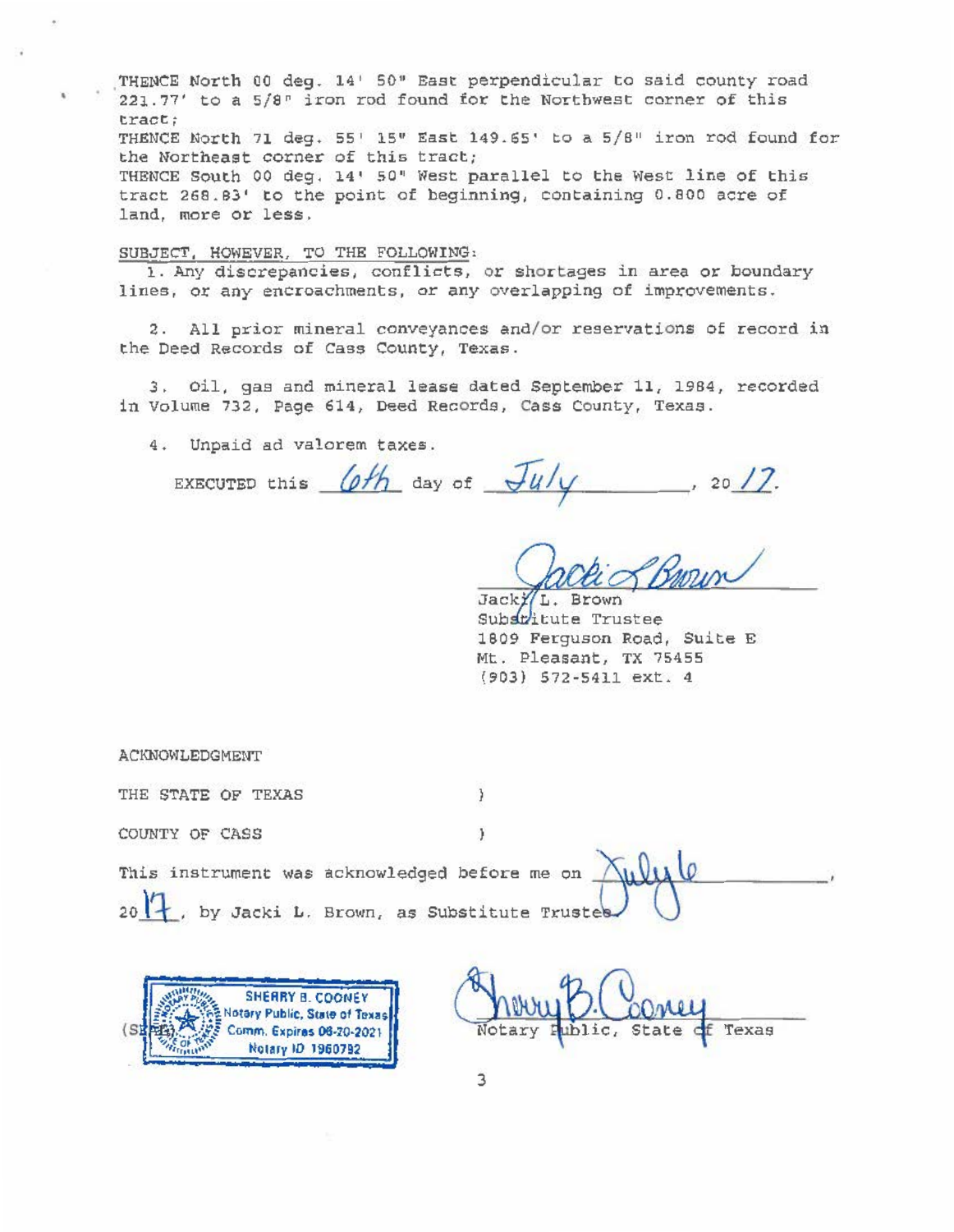THENCE North 00 deg. 14' 50" East perpendicular to said county road 221.77' to a 5/8" iron rod found for the Northwest corner of this tract;
THENCE North 71 deg. 55' 15" East 149.65' to a 5/8" iron rod found for the Northeast corner of this tract;
THENCE South 00 deg. 14' 50" West parallel to the West line of this tract 268.83' to the point of beginning, containing 0.800 acre of land, more or less.

SUBJECT, HOWEVER, TO THE FOLLOWING:

1. Any discrepancies, conflicts, or shortages in area or boundary lines, or any encroachments, or any overlapping of improvements.

2. All prior mineral conveyances and/or reservations of record in the Deed Records of Cass County, Texas.

3. Oil, gas and mineral lease dated September 11, 1984, recorded in Volume 732, Page 614, Deed Records, Cass County, Texas.

4. Unpaid ad valorem taxes.

EXECUTED this 6th day of July, 2017.

Jacki L. Brown
Jacki L. Brown
Substitute Trustee
1809 Ferguson Road, Suite E
Mt. Pleasant, TX 75455
(903) 572-5411 ext. 4

ACKNOWLEDGMENT

THE STATE OF TEXAS )

COUNTY OF CASS )

This instrument was acknowledged before me on July 6, 2017, by Jacki L. Brown, as Substitute Trustee.

(SEAL) SHERRY B. COONEY
Notary Public, State of Texas
Comm. Expires 08-20-2021
Notary ID 1960792

Sherry B. Cooney
Notary Public, State of Texas